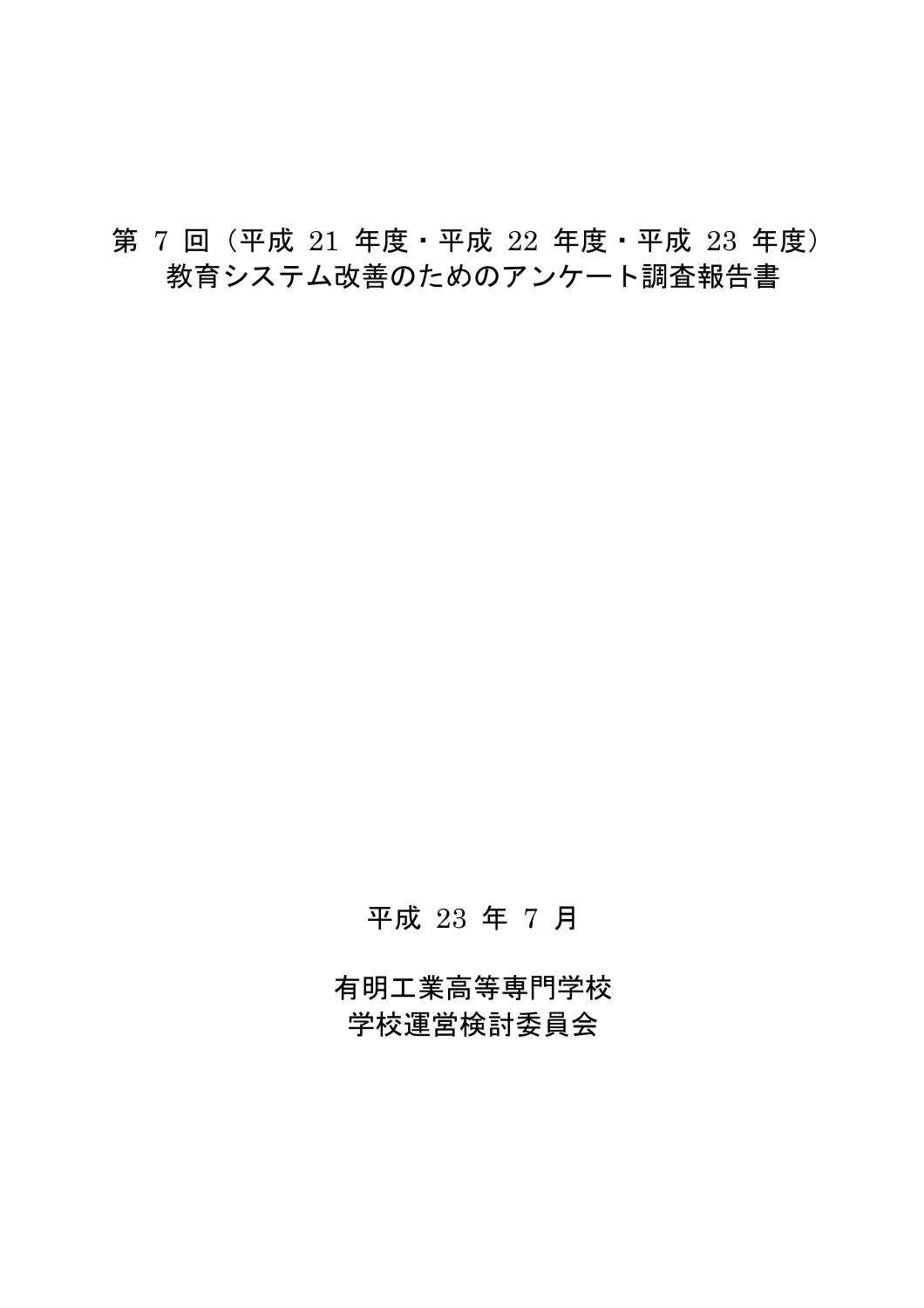# 第 7 回（平成 21 年度・平成 22 年度・平成 23 年度）
# 教育システム改善のためのアンケート調査報告書

平成 23 年 7 月

有明工業高等専門学校

学校運営検討委員会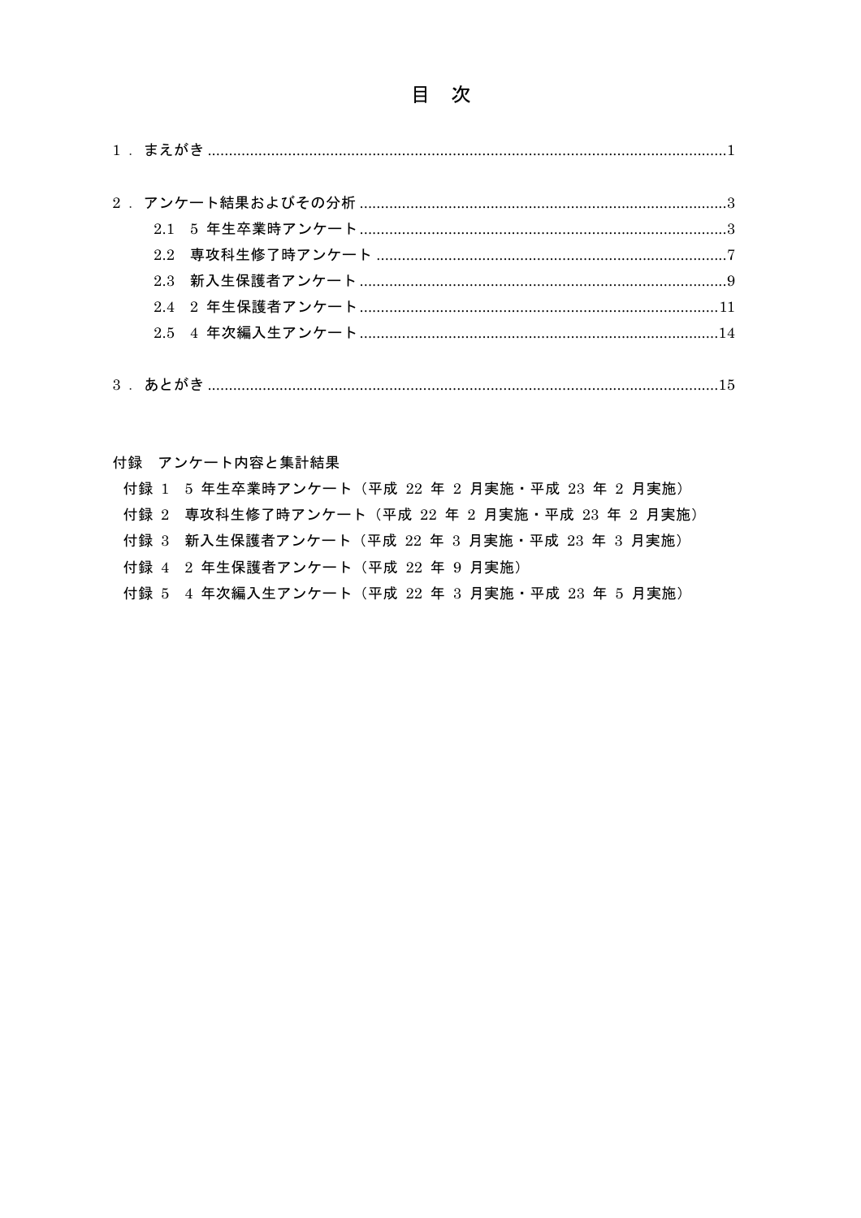# 目　次

1．まえがき ..........1

2．アンケート結果およびその分析 ..........3

　2.1　5 年生卒業時アンケート ..........3

　2.2　専攻科生修了時アンケート ..........7

　2.3　新入生保護者アンケート ..........9

　2.4　2 年生保護者アンケート ..........11

　2.5　4 年次編入生アンケート ..........14

3．あとがき ..........15

付録　アンケート内容と集計結果

　付録 1　5 年生卒業時アンケート（平成 22 年 2 月実施・平成 23 年 2 月実施）

　付録 2　専攻科生修了時アンケート（平成 22 年 2 月実施・平成 23 年 2 月実施）

　付録 3　新入生保護者アンケート（平成 22 年 3 月実施・平成 23 年 3 月実施）

　付録 4　2 年生保護者アンケート（平成 22 年 9 月実施）

　付録 5　4 年次編入生アンケート（平成 22 年 3 月実施・平成 23 年 5 月実施）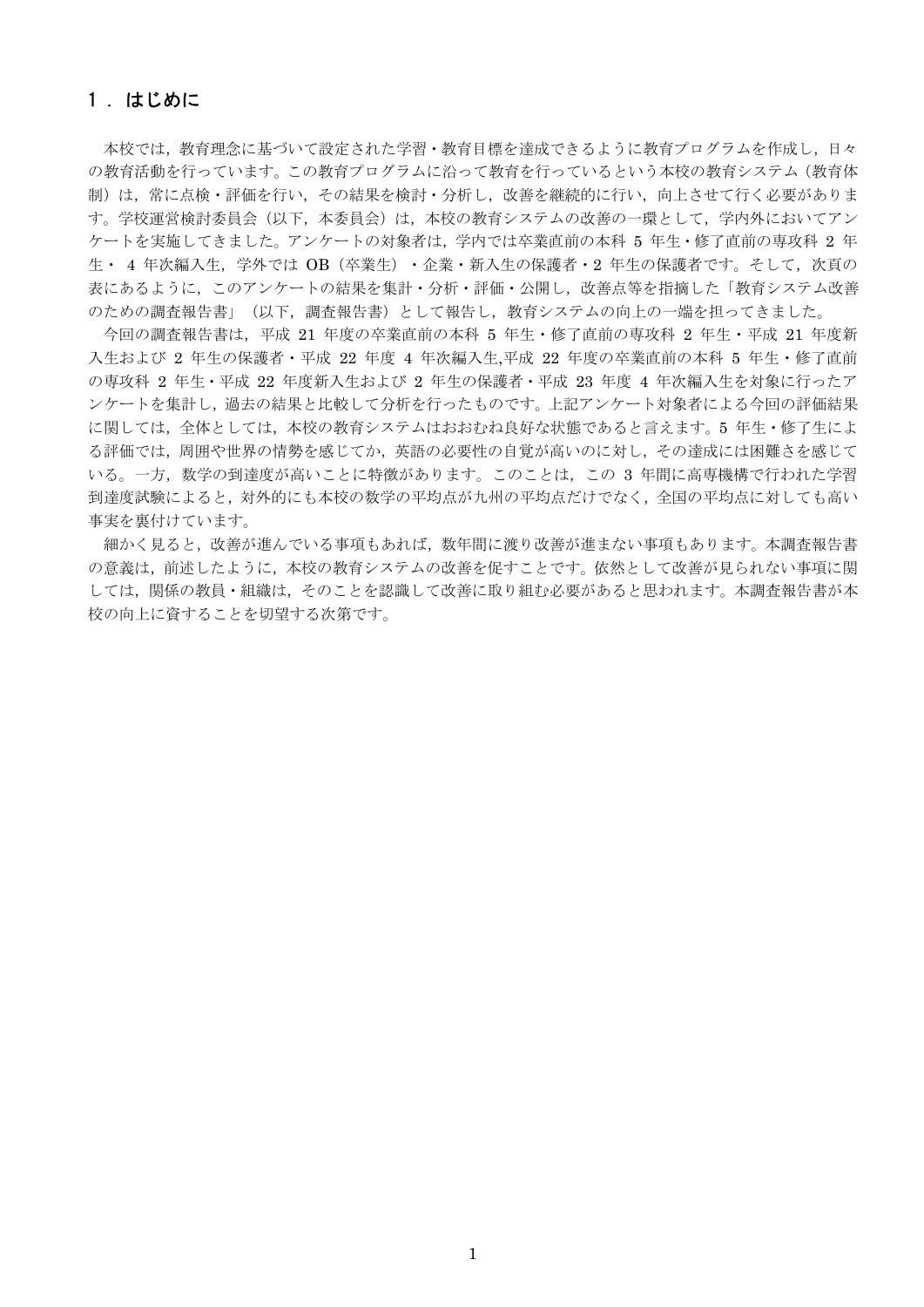# 1．はじめに

本校では，教育理念に基づいて設定された学習・教育目標を達成できるように教育プログラムを作成し，日々の教育活動を行っています。この教育プログラムに沿って教育を行っているという本校の教育システム（教育体制）は，常に点検・評価を行い，その結果を検討・分析し，改善を継続的に行い，向上させて行く必要があります。学校運営検討委員会（以下，本委員会）は，本校の教育システムの改善の一環として，学内外においてアンケートを実施してきました。アンケートの対象者は，学内では卒業直前の本科 5 年生・修了直前の専攻科 2 年生・ 4 年次編入生，学外では OB（卒業生）・企業・新入生の保護者・2 年生の保護者です。そして，次頁の表にあるように，このアンケートの結果を集計・分析・評価・公開し，改善点等を指摘した「教育システム改善のための調査報告書」（以下，調査報告書）として報告し，教育システムの向上の一端を担ってきました。

今回の調査報告書は，平成 21 年度の卒業直前の本科 5 年生・修了直前の専攻科 2 年生・平成 21 年度新入生および 2 年生の保護者・平成 22 年度 4 年次編入生,平成 22 年度の卒業直前の本科 5 年生・修了直前の専攻科 2 年生・平成 22 年度新入生および 2 年生の保護者・平成 23 年度 4 年次編入生を対象に行ったアンケートを集計し，過去の結果と比較して分析を行ったものです。上記アンケート対象者による今回の評価結果に関しては，全体としては，本校の教育システムはおおむね良好な状態であると言えます。5 年生・修了生による評価では，周囲や世界の情勢を感じてか，英語の必要性の自覚が高いのに対し，その達成には困難さを感じている。一方，数学の到達度が高いことに特徴があります。このことは，この 3 年間に高専機構で行われた学習到達度試験によると，対外的にも本校の数学の平均点が九州の平均点だけでなく，全国の平均点に対しても高い事実を裏付けています。

細かく見ると，改善が進んでいる事項もあれば，数年間に渡り改善が進まない事項もあります。本調査報告書の意義は，前述したように，本校の教育システムの改善を促すことです。依然として改善が見られない事項に関しては，関係の教員・組織は，そのことを認識して改善に取り組む必要があると思われます。本調査報告書が本校の向上に資することを切望する次第です。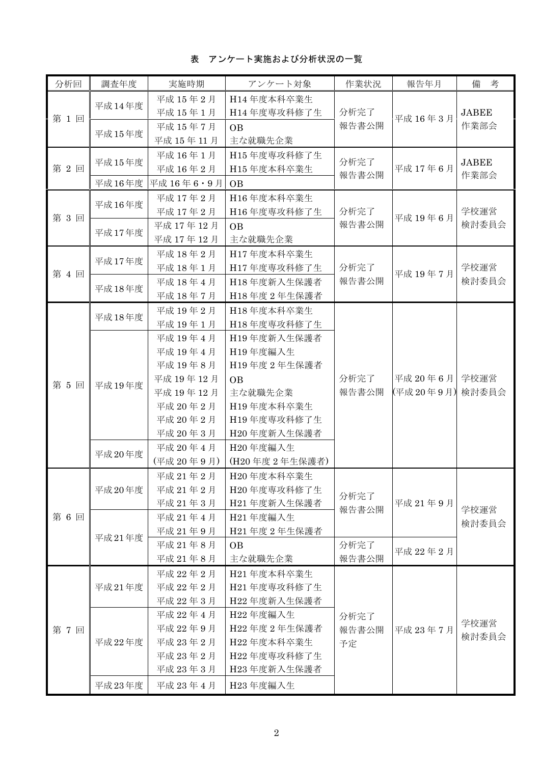表　アンケート実施および分析状況の一覧

| 分析回 | 調査年度 | 実施時期 | アンケート対象 | 作業状況 | 報告年月 | 備　考 |
|---|---|---|---|---|---|---|
| 第 1 回 | 平成14年度 | 平成 15 年 2 月 | H14 年度本科卒業生 | 分析完了<br>報告書公開 | 平成 16 年 3 月 | JABEE<br>作業部会 |
| | | 平成 15 年 1 月 | H14 年度専攻科修了生 | | | |
| | 平成15年度 | 平成 15 年 7 月 | OB | | | |
| | | 平成 15 年 11 月 | 主な就職先企業 | | | |
| 第 2 回 | 平成15年度 | 平成 16 年 1 月 | H15 年度専攻科修了生 | 分析完了<br>報告書公開 | 平成 17 年 6 月 | JABEE<br>作業部会 |
| | | 平成 16 年 2 月 | H15 年度本科卒業生 | | | |
| | 平成16年度 | 平成 16 年 6・9 月 | OB | | | |
| 第 3 回 | 平成16年度 | 平成 17 年 2 月 | H16 年度本科卒業生 | 分析完了<br>報告書公開 | 平成 19 年 6 月 | 学校運営<br>検討委員会 |
| | | 平成 17 年 2 月 | H16 年度専攻科修了生 | | | |
| | 平成17年度 | 平成 17 年 12 月 | OB | | | |
| | | 平成 17 年 12 月 | 主な就職先企業 | | | |
| 第 4 回 | 平成17年度 | 平成 18 年 2 月 | H17 年度本科卒業生 | 分析完了<br>報告書公開 | 平成 19 年 7 月 | 学校運営<br>検討委員会 |
| | | 平成 18 年 1 月 | H17 年度専攻科修了生 | | | |
| | 平成18年度 | 平成 18 年 4 月 | H18 年度新入生保護者 | | | |
| | | 平成 18 年 7 月 | H18 年度 2 年生保護者 | | | |
| 第 5 回 | 平成18年度 | 平成 19 年 2 月 | H18 年度本科卒業生 | 分析完了<br>報告書公開 | 平成 20 年 6 月<br>(平成 20 年 9 月) | 学校運営<br>検討委員会 |
| | | 平成 19 年 1 月 | H18 年度専攻科修了生 | | | |
| | 平成19年度 | 平成 19 年 4 月 | H19 年度新入生保護者 | | | |
| | | 平成 19 年 4 月 | H19 年度編入生 | | | |
| | | 平成 19 年 8 月 | H19 年度 2 年生保護者 | | | |
| | | 平成 19 年 12 月 | OB | | | |
| | | 平成 19 年 12 月 | 主な就職先企業 | | | |
| | | 平成 20 年 2 月 | H19 年度本科卒業生 | | | |
| | | 平成 20 年 2 月 | H19 年度専攻科修了生 | | | |
| | | 平成 20 年 3 月 | H20 年度新入生保護者 | | | |
| | 平成20年度 | 平成 20 年 4 月 | H20 年度編入生 | | | |
| | | (平成 20 年 9 月) | (H20 年度 2 年生保護者) | | | |
| 第 6 回 | 平成20年度 | 平成 21 年 2 月 | H20 年度本科卒業生 | 分析完了<br>報告書公開 | 平成 21 年 9 月 | 学校運営<br>検討委員会 |
| | | 平成 21 年 2 月 | H20 年度専攻科修了生 | | | |
| | | 平成 21 年 3 月 | H21 年度新入生保護者 | | | |
| | 平成21年度 | 平成 21 年 4 月 | H21 年度編入生 | | | |
| | | 平成 21 年 9 月 | H21 年度 2 年生保護者 | | | |
| | | 平成 21 年 8 月 | OB | 分析完了<br>報告書公開 | 平成 22 年 2 月 | |
| | | 平成 21 年 8 月 | 主な就職先企業 | | | |
| 第 7 回 | 平成21年度 | 平成 22 年 2 月 | H21 年度本科卒業生 | 分析完了<br>報告書公開<br>予定 | 平成 23 年 7 月 | 学校運営<br>検討委員会 |
| | | 平成 22 年 2 月 | H21 年度専攻科修了生 | | | |
| | | 平成 22 年 3 月 | H22 年度新入生保護者 | | | |
| | 平成22年度 | 平成 22 年 4 月 | H22 年度編入生 | | | |
| | | 平成 22 年 9 月 | H22 年度 2 年生保護者 | | | |
| | | 平成 23 年 2 月 | H22 年度本科卒業生 | | | |
| | | 平成 23 年 2 月 | H22 年度専攻科修了生 | | | |
| | | 平成 23 年 3 月 | H23 年度新入生保護者 | | | |
| | 平成23年度 | 平成 23 年 4 月 | H23 年度編入生 | | | |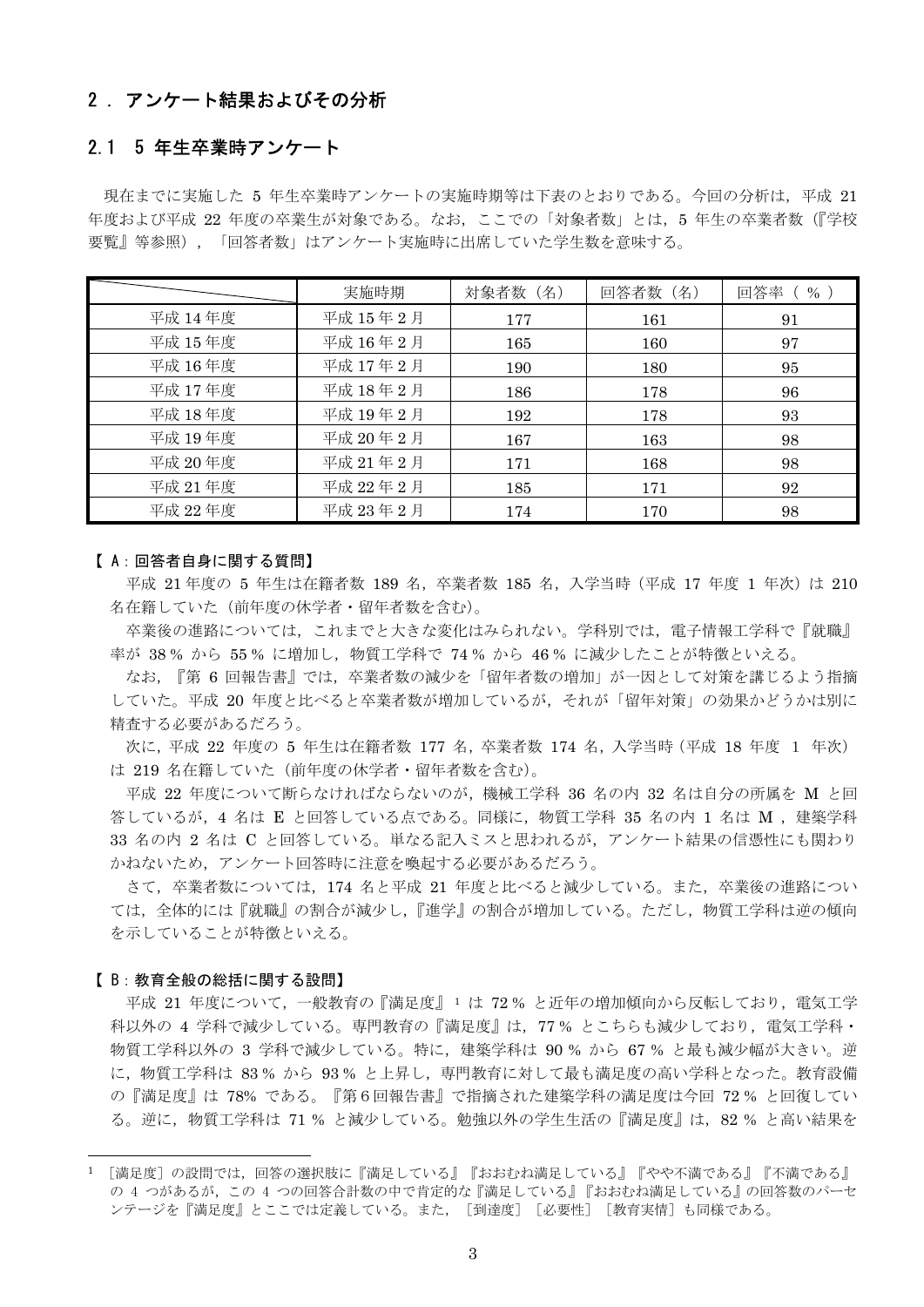## 2．アンケート結果およびその分析

### 2.1　5 年生卒業時アンケート

現在までに実施した 5 年生卒業時アンケートの実施時期等は下表のとおりである。今回の分析は，平成 21 年度および平成 22 年度の卒業生が対象である。なお，ここでの「対象者数」とは，5 年生の卒業者数（『学校要覧』等参照），「回答者数」はアンケート実施時に出席していた学生数を意味する。

| | 実施時期 | 対象者数（名） | 回答者数（名） | 回答率（ % ） |
|---|---|---|---|---|
| 平成 14 年度 | 平成 15 年 2 月 | 177 | 161 | 91 |
| 平成 15 年度 | 平成 16 年 2 月 | 165 | 160 | 97 |
| 平成 16 年度 | 平成 17 年 2 月 | 190 | 180 | 95 |
| 平成 17 年度 | 平成 18 年 2 月 | 186 | 178 | 96 |
| 平成 18 年度 | 平成 19 年 2 月 | 192 | 178 | 93 |
| 平成 19 年度 | 平成 20 年 2 月 | 167 | 163 | 98 |
| 平成 20 年度 | 平成 21 年 2 月 | 171 | 168 | 98 |
| 平成 21 年度 | 平成 22 年 2 月 | 185 | 171 | 92 |
| 平成 22 年度 | 平成 23 年 2 月 | 174 | 170 | 98 |

**【 A：回答者自身に関する質問】**

平成 21 年度の 5 年生は在籍者数 189 名，卒業者数 185 名，入学当時（平成 17 年度 1 年次）は 210 名在籍していた（前年度の休学者・留年者数を含む）。

卒業後の進路については，これまでと大きな変化はみられない。学科別では，電子情報工学科で『就職』率が 38 % から 55 % に増加し，物質工学科で 74 % から 46 % に減少したことが特徴といえる。

なお，『第 6 回報告書』では，卒業者数の減少を「留年者数の増加」が一因として対策を講じるよう指摘していた。平成 20 年度と比べると卒業者数が増加しているが，それが「留年対策」の効果かどうかは別に精査する必要があるだろう。

次に，平成 22 年度の 5 年生は在籍者数 177 名，卒業者数 174 名，入学当時（平成 18 年度 1 年次）は 219 名在籍していた（前年度の休学者・留年者数を含む）。

平成 22 年度について断らなければならないのが，機械工学科 36 名の内 32 名は自分の所属を M と回答しているが，4 名は E と回答している点である。同様に，物質工学科 35 名の内 1 名は M，建築学科 33 名の内 2 名は C と回答している。単なる記入ミスと思われるが，アンケート結果の信憑性にも関わりかねないため，アンケート回答時に注意を喚起する必要があるだろう。

さて，卒業者数については，174 名と平成 21 年度と比べると減少している。また，卒業後の進路については，全体的には『就職』の割合が減少し，『進学』の割合が増加している。ただし，物質工学科は逆の傾向を示していることが特徴といえる。

**【 B：教育全般の総括に関する設問】**

平成 21 年度について，一般教育の『満足度』[1] は 72 % と近年の増加傾向から反転しており，電気工学科以外の 4 学科で減少している。専門教育の『満足度』は，77 % とこちらも減少しており，電気工学科・物質工学科以外の 3 学科で減少している。特に，建築学科は 90 % から 67 % と最も減少幅が大きい。逆に，物質工学科は 83 % から 93 % と上昇し，専門教育に対して最も満足度の高い学科となった。教育設備の『満足度』は 78% である。『第 6 回報告書』で指摘された建築学科の満足度は今回 72 % と回復している。逆に，物質工学科は 71 % と減少している。勉強以外の学生生活の『満足度』は，82 % と高い結果を

[1] ［満足度］の設問では，回答の選択肢に『満足している』『おおむね満足している』『やや不満である』『不満である』の 4 つがあるが，この 4 つの回答合計数の中で肯定的な『満足している』『おおむね満足している』の回答数のパーセンテージを『満足度』とここでは定義している。また，［到達度］［必要性］［教育実情］も同様である。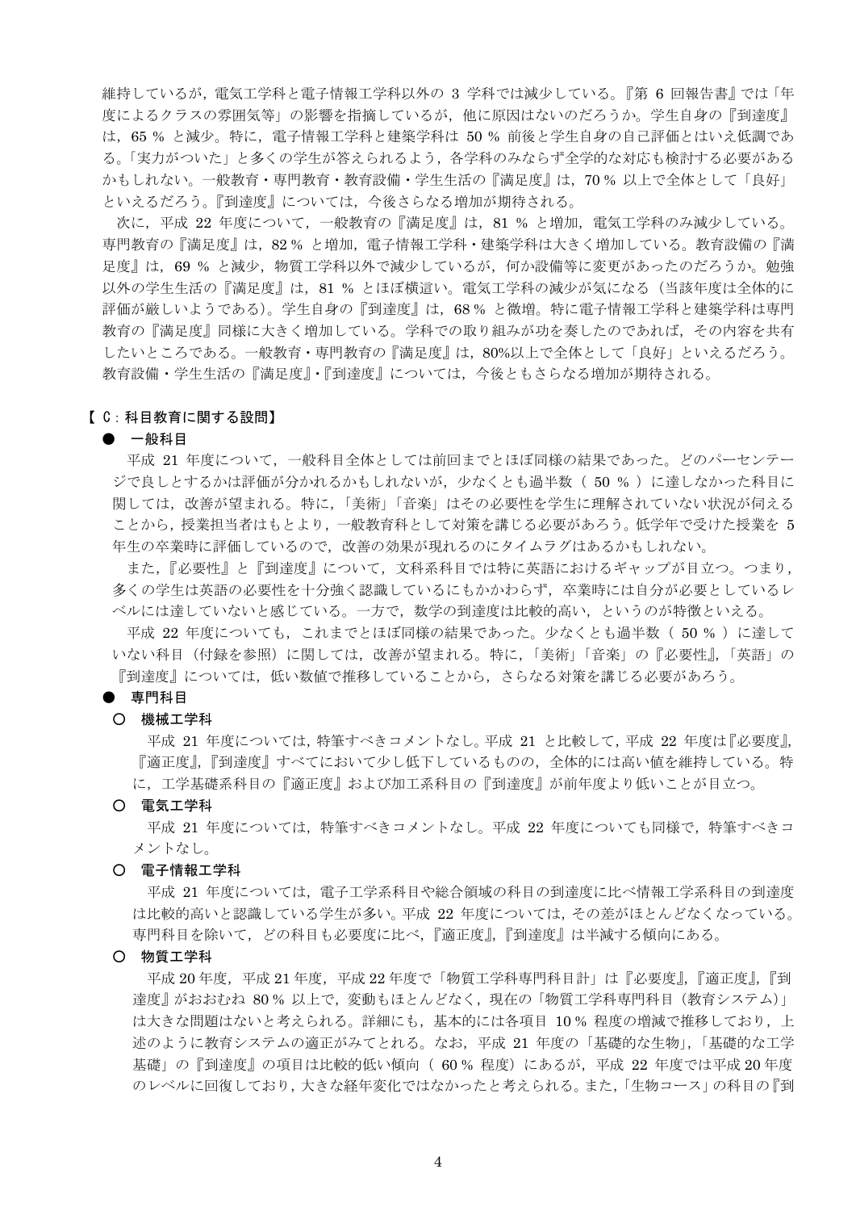維持しているが，電気工学科と電子情報工学科以外の 3 学科では減少している。『第 6 回報告書』では「年度によるクラスの雰囲気等」の影響を指摘しているが，他に原因はないのだろうか。学生自身の『到達度』は，65 % と減少。特に，電子情報工学科と建築学科は 50 % 前後と学生自身の自己評価とはいえ低調である。「実力がついた」と多くの学生が答えられるよう，各学科のみならず全学的な対応も検討する必要があるかもしれない。一般教育・専門教育・教育設備・学生生活の『満足度』は，70 % 以上で全体として「良好」といえるだろう。『到達度』については，今後さらなる増加が期待される。

次に，平成 22 年度について，一般教育の『満足度』は，81 % と増加，電気工学科のみ減少している。専門教育の『満足度』は，82 % と増加，電子情報工学科・建築学科は大きく増加している。教育設備の『満足度』は，69 % と減少，物質工学科以外で減少しているが，何か設備等に変更があったのだろうか。勉強以外の学生生活の『満足度』は，81 % とほぼ横這い。電気工学科の減少が気になる（当該年度は全体的に評価が厳しいようである）。学生自身の『到達度』は，68 % と微増。特に電子情報工学科と建築学科は専門教育の『満足度』同様に大きく増加している。学科での取り組みが功を奏したのであれば，その内容を共有したいところである。一般教育・専門教育の『満足度』は，80%以上で全体として「良好」といえるだろう。教育設備・学生生活の『満足度』・『到達度』については，今後ともさらなる増加が期待される。

## 【 C：科目教育に関する設問】

### ● 一般科目

平成 21 年度について，一般科目全体としては前回までとほぼ同様の結果であった。どのパーセンテージで良しとするかは評価が分かれるかもしれないが，少なくとも過半数（ 50 % ）に達しなかった科目に関しては，改善が望まれる。特に，「美術」「音楽」はその必要性を学生に理解されていない状況が伺えることから，授業担当者はもとより，一般教育科として対策を講じる必要があろう。低学年で受けた授業を 5 年生の卒業時に評価しているので，改善の効果が現れるのにタイムラグはあるかもしれない。

また，『必要性』と『到達度』について，文科系科目では特に英語におけるギャップが目立つ。つまり，多くの学生は英語の必要性を十分強く認識しているにもかかわらず，卒業時には自分が必要としているレベルには達していないと感じている。一方で，数学の到達度は比較的高い，というのが特徴といえる。

平成 22 年度についても，これまでとほぼ同様の結果であった。少なくとも過半数（ 50 % ）に達していない科目（付録を参照）に関しては，改善が望まれる。特に，「美術」「音楽」の『必要性』，「英語」の『到達度』については，低い数値で推移していることから，さらなる対策を講じる必要があろう。

### ● 専門科目

#### ○ 機械工学科

平成 21 年度については，特筆すべきコメントなし。平成 21 と比較して，平成 22 年度は『必要度』，『適正度』，『到達度』すべてにおいて少し低下しているものの，全体的には高い値を維持している。特に，工学基礎系科目の『適正度』および加工系科目の『到達度』が前年度より低いことが目立つ。

#### ○ 電気工学科

平成 21 年度については，特筆すべきコメントなし。平成 22 年度についても同様で，特筆すべきコメントなし。

#### ○ 電子情報工学科

平成 21 年度については，電子工学系科目や総合領域の科目の到達度に比べ情報工学系科目の到達度は比較的高いと認識している学生が多い。平成 22 年度については，その差がほとんどなくなっている。専門科目を除いて，どの科目も必要度に比べ，『適正度』，『到達度』は半減する傾向にある。

#### ○ 物質工学科

平成 20 年度，平成 21 年度，平成 22 年度で「物質工学科専門科目計」は『必要度』，『適正度』，『到達度』がおおむね 80 % 以上で，変動もほとんどなく，現在の「物質工学科専門科目（教育システム）」は大きな問題はないと考えられる。詳細にも，基本的には各項目 10 % 程度の増減で推移しており，上述のように教育システムの適正がみてとれる。なお，平成 21 年度の「基礎的な生物」，「基礎的な工学基礎」の『到達度』の項目は比較的低い傾向（ 60 % 程度）にあるが，平成 22 年度では平成 20 年度のレベルに回復しており，大きな経年変化ではなかったと考えられる。また，「生物コース」の科目の『到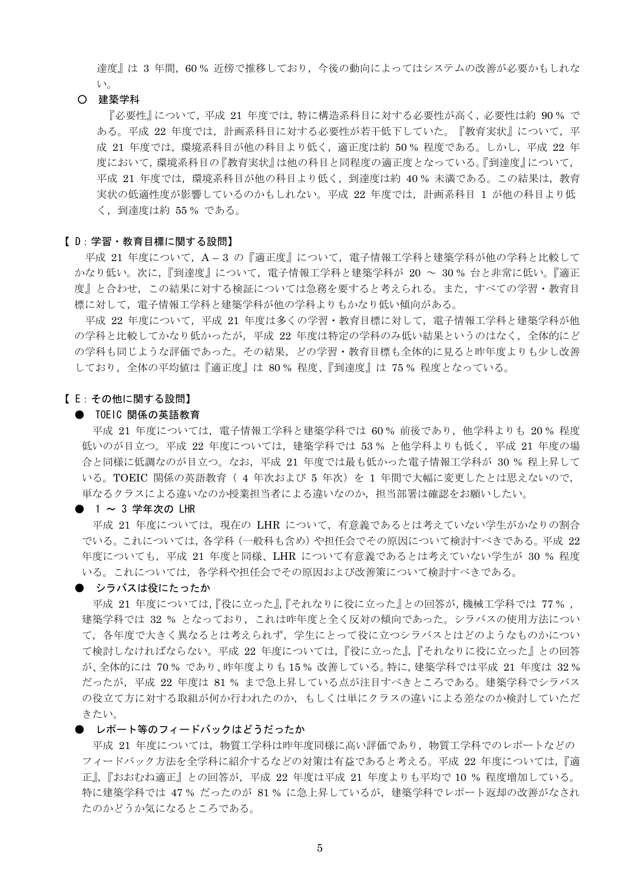達度』は 3 年間，60 % 近傍で推移しており，今後の動向によってはシステムの改善が必要かもしれない。

○ **建築学科**

『必要性』について，平成 21 年度では，特に構造系科目に対する必要性が高く，必要性は約 90 % である。平成 22 年度では，計画系科目に対する必要性が若干低下していた。『教育実状』について，平成 21 年度では，環境系科目が他の科目より低く，適正度は約 50 % 程度である。しかし，平成 22 年度において，環境系科目の『教育実状』は他の科目と同程度の適正度となっている。『到達度』について，平成 21 年度では，環境系科目が他の科目より低く，到達度は約 40 % 未満である。この結果は，教育実状の低適性度が影響しているのかもしれない。平成 22 年度では，計画系科目 1 が他の科目より低く，到達度は約 55 % である。

## 【 D：学習・教育目標に関する設問】

平成 21 年度について，A－3 の『適正度』について，電子情報工学科と建築学科が他の学科と比較してかなり低い。次に，『到達度』について，電子情報工学科と建築学科が 20 ～ 30 % 台と非常に低い。『適正度』と合わせ，この結果に対する検証については急務を要すると考えられる。また，すべての学習・教育目標に対して，電子情報工学科と建築学科が他の学科よりもかなり低い傾向がある。

平成 22 年度について，平成 21 年度は多くの学習・教育目標に対して，電子情報工学科と建築学科が他の学科と比較してかなり低かったが，平成 22 年度は特定の学科のみ低い結果というのはなく，全体的にどの学科も同じような評価であった。その結果，どの学習・教育目標も全体的に見ると昨年度よりも少し改善しており，全体の平均値は『適正度』は 80 % 程度、『到達度』は 75 % 程度となっている。

## 【 E：その他に関する設問】

● **TOEIC 関係の英語教育**

平成 21 年度については，電子情報工学科と建築学科では 60 % 前後であり，他学科よりも 20 % 程度低いのが目立つ。平成 22 年度については，建築学科では 53 % と他学科よりも低く，平成 21 年度の場合と同様に低調なのが目立つ。なお，平成 21 年度では最も低かった電子情報工学科が 30 % 程上昇している。TOEIC 関係の英語教育（ 4 年次および 5 年次）を 1 年間で大幅に変更したとは思えないので，単なるクラスによる違いなのか授業担当者による違いなのか，担当部署は確認をお願いしたい。

● **1 ～ 3 学年次の LHR**

平成 21 年度については，現在の LHR について，有意義であるとは考えていない学生がかなりの割合でいる。これについては，各学科（一般科も含め）や担任会でその原因について検討すべきである。平成 22 年度についても，平成 21 年度と同様、LHR について有意義であるとは考えていない学生が 30 % 程度いる。これについては，各学科や担任会でその原因および改善策について検討すべきである。

● **シラバスは役にたったか**

平成 21 年度については,『役に立った』,『それなりに役に立った』との回答が，機械工学科では 77 % ，建築学科では 32 % となっており，これは昨年度と全く反対の傾向であった。シラバスの使用方法について，各年度で大きく異なるとは考えられず，学生にとって役に立つシラバスとはどのようなものかについて検討しなければならない。平成 22 年度については，『役に立った』，『それなりに役に立った』との回答が、全体的には 70 % であり、昨年度よりも 15 % 改善している。特に，建築学科では平成 21 年度は 32 % だったが，平成 22 年度は 81 % まで急上昇している点が注目すべきところである。建築学科でシラバスの役立て方に対する取組が何か行われたのか，もしくは単にクラスの違いによる差なのか検討していただきたい。

● **レポート等のフィードバックはどうだったか**

平成 21 年度については，物質工学科は昨年度同様に高い評価であり，物質工学科でのレポートなどのフィードバック方法を全学科に紹介するなどの対策は有益であると考える。平成 22 年度については，『適正』，『おおむね適正』との回答が，平成 22 年度は平成 21 年度よりも平均で 10 % 程度増加している。特に建築学科では 47 % だったのが 81 % に急上昇しているが，建築学科でレポート返却の改善がなされたのかどうか気になるところである。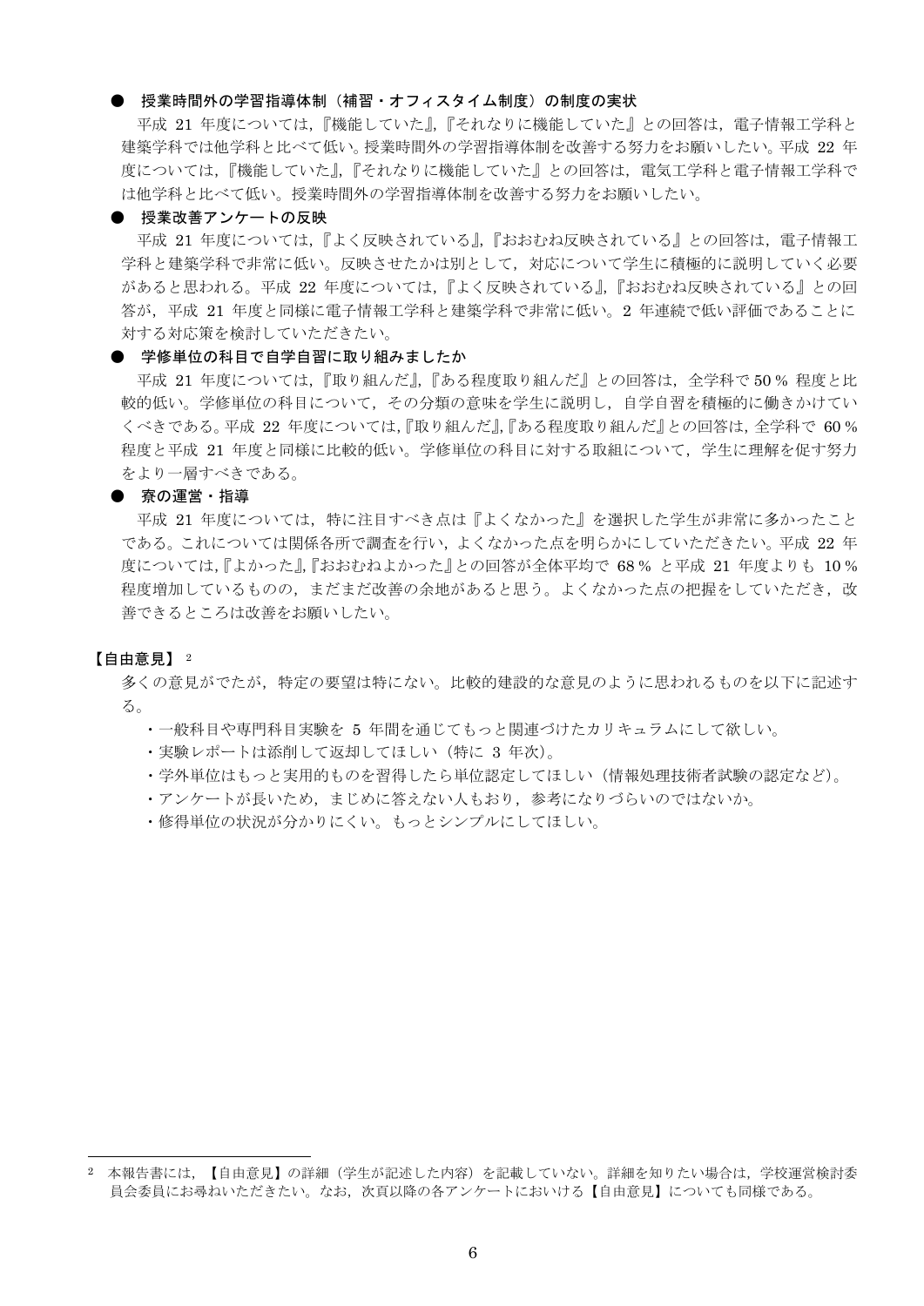### ● 授業時間外の学習指導体制（補習・オフィスタイム制度）の制度の実状

平成 21 年度については，『機能していた』,『それなりに機能していた』との回答は，電子情報工学科と建築学科では他学科と比べて低い。授業時間外の学習指導体制を改善する努力をお願いしたい。平成 22 年度については，『機能していた』,『それなりに機能していた』との回答は，電気工学科と電子情報工学科では他学科と比べて低い。授業時間外の学習指導体制を改善する努力をお願いしたい。

### ● 授業改善アンケートの反映

平成 21 年度については，『よく反映されている』,『おおむね反映されている』との回答は，電子情報工学科と建築学科で非常に低い。反映させたかは別として，対応について学生に積極的に説明していく必要があると思われる。平成 22 年度については，『よく反映されている』,『おおむね反映されている』との回答が，平成 21 年度と同様に電子情報工学科と建築学科で非常に低い。2 年連続で低い評価であることに対する対応策を検討していただきたい。

### ● 学修単位の科目で自学自習に取り組みましたか

平成 21 年度については，『取り組んだ』,『ある程度取り組んだ』との回答は，全学科で 50 % 程度と比較的低い。学修単位の科目について，その分類の意味を学生に説明し，自学自習を積極的に働きかけていくべきである。平成 22 年度については,『取り組んだ』,『ある程度取り組んだ』との回答は, 全学科で 60 % 程度と平成 21 年度と同様に比較的低い。学修単位の科目に対する取組について，学生に理解を促す努力をより一層すべきである。

### ● 寮の運営・指導

平成 21 年度については，特に注目すべき点は『よくなかった』を選択した学生が非常に多かったことである。これについては関係各所で調査を行い，よくなかった点を明らかにしていただきたい。平成 22 年度については,『よかった』,『おおむねよかった』との回答が全体平均で 68 % と平成 21 年度よりも 10 % 程度増加しているものの，まだまだ改善の余地があると思う。よくなかった点の把握をしていただき，改善できるところは改善をお願いしたい。

## 【自由意見】[2]

多くの意見がでたが，特定の要望は特にない。比較的建設的な意見のように思われるものを以下に記述する。

- 一般科目や専門科目実験を 5 年間を通じてもっと関連づけたカリキュラムにして欲しい。
- 実験レポートは添削して返却してほしい（特に 3 年次）。
- 学外単位はもっと実用的ものを習得したら単位認定してほしい（情報処理技術者試験の認定など）。
- アンケートが長いため，まじめに答えない人もおり，参考になりづらいのではないか。
- 修得単位の状況が分かりにくい。もっとシンプルにしてほしい。

---

[2] 本報告書には，【自由意見】の詳細（学生が記述した内容）を記載していない。詳細を知りたい場合は，学校運営検討委員会委員にお尋ねいただきたい。なお，次頁以降の各アンケートにおける【自由意見】についても同様である。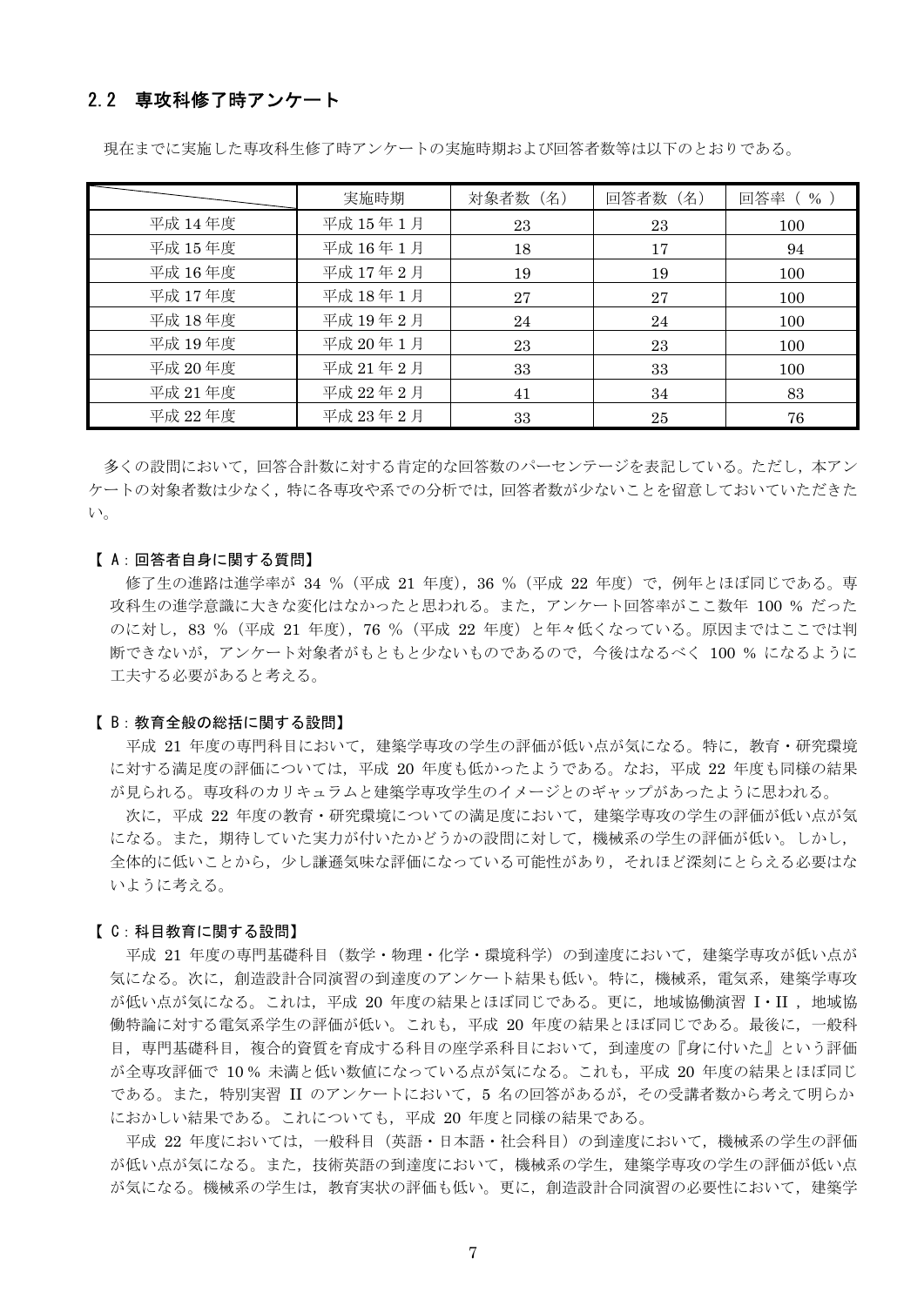## 2.2 専攻科修了時アンケート

現在までに実施した専攻科生修了時アンケートの実施時期および回答者数等は以下のとおりである。

| | 実施時期 | 対象者数（名） | 回答者数（名） | 回答率（ % ） |
|---|---|---|---|---|
| 平成 14 年度 | 平成 15 年 1 月 | 23 | 23 | 100 |
| 平成 15 年度 | 平成 16 年 1 月 | 18 | 17 | 94 |
| 平成 16 年度 | 平成 17 年 2 月 | 19 | 19 | 100 |
| 平成 17 年度 | 平成 18 年 1 月 | 27 | 27 | 100 |
| 平成 18 年度 | 平成 19 年 2 月 | 24 | 24 | 100 |
| 平成 19 年度 | 平成 20 年 1 月 | 23 | 23 | 100 |
| 平成 20 年度 | 平成 21 年 2 月 | 33 | 33 | 100 |
| 平成 21 年度 | 平成 22 年 2 月 | 41 | 34 | 83 |
| 平成 22 年度 | 平成 23 年 2 月 | 33 | 25 | 76 |

多くの設問において，回答合計数に対する肯定的な回答数のパーセンテージを表記している。ただし，本アンケートの対象者数は少なく，特に各専攻や系での分析では，回答者数が少ないことを留意しておいていただきたい。

【 A：回答者自身に関する質問】

修了生の進路は進学率が 34 %（平成 21 年度），36 %（平成 22 年度）で，例年とほぼ同じである。専攻科生の進学意識に大きな変化はなかったと思われる。また，アンケート回答率がここ数年 100 % だったのに対し，83 %（平成 21 年度），76 %（平成 22 年度）と年々低くなっている。原因まではここでは判断できないが，アンケート対象者がもともと少ないものであるので，今後はなるべく 100 % になるように工夫する必要があると考える。

【 B：教育全般の総括に関する設問】

平成 21 年度の専門科目において，建築学専攻の学生の評価が低い点が気になる。特に，教育・研究環境に対する満足度の評価については，平成 20 年度も低かったようである。なお，平成 22 年度も同様の結果が見られる。専攻科のカリキュラムと建築学専攻学生のイメージとのギャップがあったように思われる。

次に，平成 22 年度の教育・研究環境についての満足度において，建築学専攻の学生の評価が低い点が気になる。また，期待していた実力が付いたかどうかの設問に対して，機械系の学生の評価が低い。しかし，全体的に低いことから，少し謙遜気味な評価になっている可能性があり，それほど深刻にとらえる必要はないように考える。

【 C：科目教育に関する設問】

平成 21 年度の専門基礎科目（数学・物理・化学・環境科学）の到達度において，建築学専攻が低い点が気になる。次に，創造設計合同演習の到達度のアンケート結果も低い。特に，機械系，電気系，建築学専攻が低い点が気になる。これは，平成 20 年度の結果とほぼ同じである。更に，地域協働演習 I・II ，地域協働特論に対する電気系学生の評価が低い。これも，平成 20 年度の結果とほぼ同じである。最後に，一般科目，専門基礎科目，複合的資質を育成する科目の座学系科目において，到達度の『身に付いた』という評価が全専攻評価で 10 % 未満と低い数値になっている点が気になる。これも，平成 20 年度の結果とほぼ同じである。また，特別実習 II のアンケートにおいて，5 名の回答があるが，その受講者数から考えて明らかにおかしい結果である。これについても，平成 20 年度と同様の結果である。

平成 22 年度においては，一般科目（英語・日本語・社会科目）の到達度において，機械系の学生の評価が低い点が気になる。また，技術英語の到達度において，機械系の学生，建築学専攻の学生の評価が低い点が気になる。機械系の学生は，教育実状の評価も低い。更に，創造設計合同演習の必要性において，建築学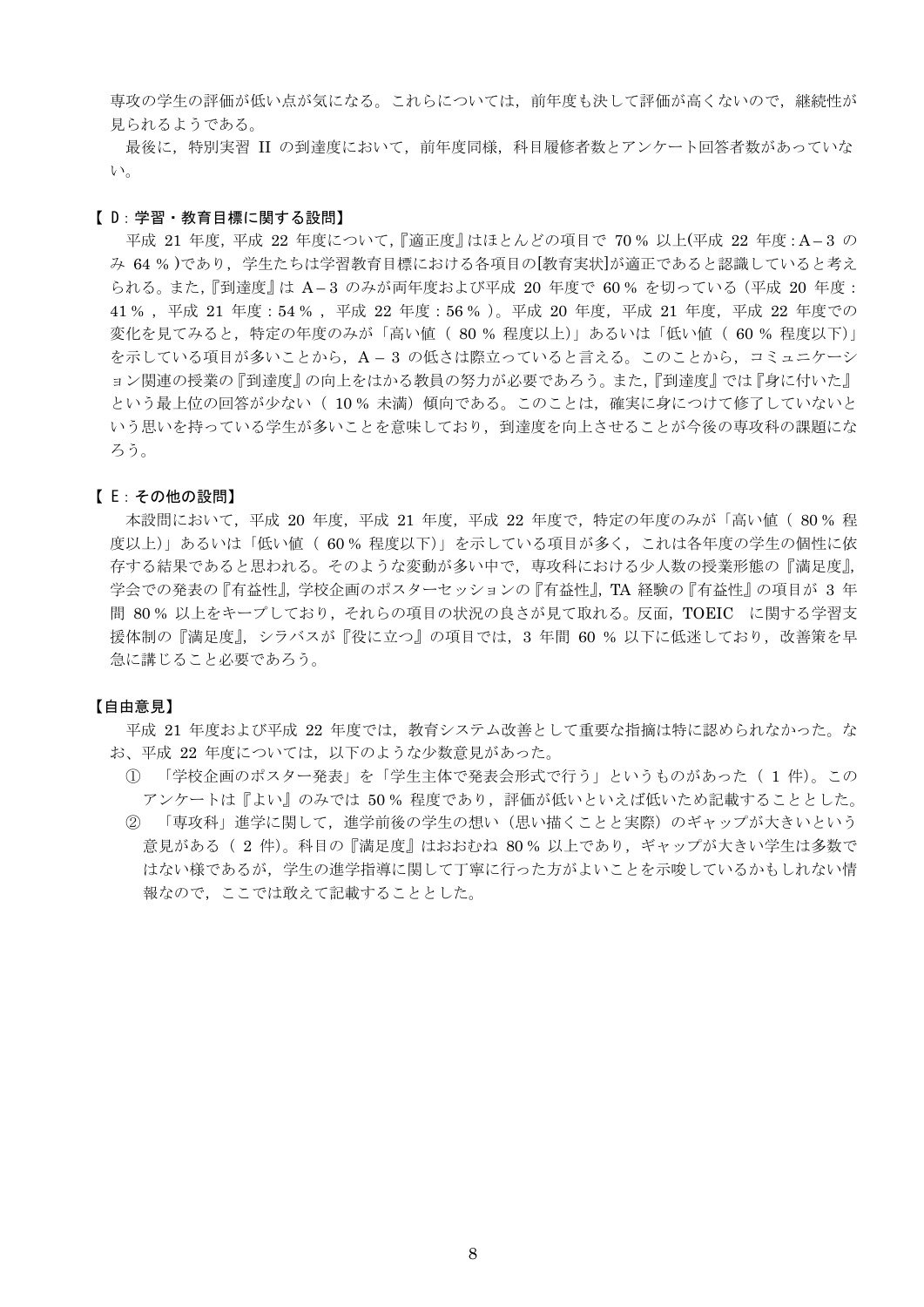専攻の学生の評価が低い点が気になる。これらについては，前年度も決して評価が高くないので，継続性が見られるようである。

最後に，特別実習 II の到達度において，前年度同様，科目履修者数とアンケート回答者数があっていない。

**【 D：学習・教育目標に関する設問】**

平成 21 年度，平成 22 年度について，『適正度』はほとんどの項目で 70 % 以上(平成 22 年度：A – 3 のみ 64 % )であり，学生たちは学習教育目標における各項目の[教育実状]が適正であると認識していると考えられる。また，『到達度』は A – 3 のみが両年度および平成 20 年度で 60 % を切っている（平成 20 年度：41 % ，平成 21 年度：54 % ，平成 22 年度：56 % ）。平成 20 年度，平成 21 年度，平成 22 年度での変化を見てみると，特定の年度のみが「高い値（ 80 % 程度以上)」あるいは「低い値（ 60 % 程度以下)」を示している項目が多いことから，A – 3 の低さは際立っていると言える。このことから，コミュニケーション関連の授業の『到達度』の向上をはかる教員の努力が必要であろう。また，『到達度』では『身に付いた』という最上位の回答が少ない（ 10 % 未満）傾向である。このことは，確実に身につけて修了していないという思いを持っている学生が多いことを意味しており，到達度を向上させることが今後の専攻科の課題になろう。

**【 E：その他の設問】**

本設問において，平成 20 年度，平成 21 年度，平成 22 年度で，特定の年度のみが「高い値（ 80 % 程度以上)」あるいは「低い値（ 60 % 程度以下)」を示している項目が多く，これは各年度の学生の個性に依存する結果であると思われる。そのような変動が多い中で，専攻科における少人数の授業形態の『満足度』，学会での発表の『有益性』，学校企画のポスターセッションの『有益性』，TA 経験の『有益性』の項目が 3 年間 80 % 以上をキープしており，それらの項目の状況の良さが見て取れる。反面，TOEIC に関する学習支援体制の『満足度』，シラバスが『役に立つ』の項目では，3 年間 60 % 以下に低迷しており，改善策を早急に講じること必要であろう。

**【自由意見】**

平成 21 年度および平成 22 年度では，教育システム改善として重要な指摘は特に認められなかった。なお、平成 22 年度については，以下のような少数意見があった。

① 「学校企画のポスター発表」を「学生主体で発表会形式で行う」というものがあった（ 1 件)。このアンケートは『よい』のみでは 50 % 程度であり，評価が低いといえば低いため記載することとした。

② 「専攻科」進学に関して，進学前後の学生の想い（思い描くことと実際）のギャップが大きいという意見がある（ 2 件)。科目の『満足度』はおおむね 80 % 以上であり，ギャップが大きい学生は多数ではない様であるが，学生の進学指導に関して丁寧に行った方がよいことを示唆しているかもしれない情報なので，ここでは敢えて記載することとした。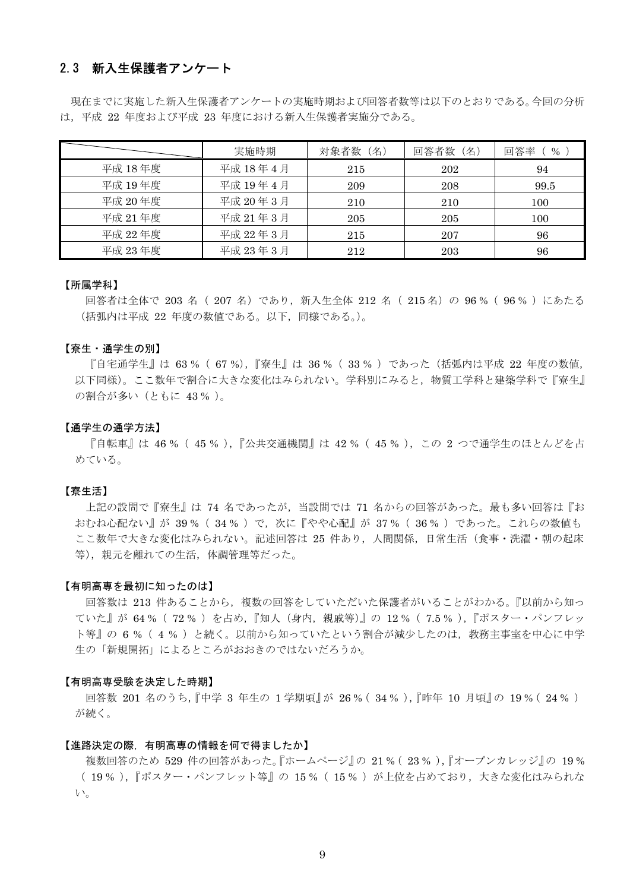## 2.3 新入生保護者アンケート

現在までに実施した新入生保護者アンケートの実施時期および回答者数等は以下のとおりである。今回の分析は，平成 22 年度および平成 23 年度における新入生保護者実施分である。

| | 実施時期 | 対象者数（名） | 回答者数（名） | 回答率（ % ） |
|---|---|---|---|---|
| 平成 18 年度 | 平成 18 年 4 月 | 215 | 202 | 94 |
| 平成 19 年度 | 平成 19 年 4 月 | 209 | 208 | 99.5 |
| 平成 20 年度 | 平成 20 年 3 月 | 210 | 210 | 100 |
| 平成 21 年度 | 平成 21 年 3 月 | 205 | 205 | 100 |
| 平成 22 年度 | 平成 22 年 3 月 | 215 | 207 | 96 |
| 平成 23 年度 | 平成 23 年 3 月 | 212 | 203 | 96 |

**【所属学科】**

回答者は全体で 203 名（ 207 名）であり，新入生全体 212 名（ 215 名）の 96 %（ 96 % ）にあたる（括弧内は平成 22 年度の数値である。以下，同様である。）。

**【寮生・通学生の別】**

『自宅通学生』は 63 %（ 67 %），『寮生』は 36 %（ 33 % ）であった（括弧内は平成 22 年度の数値，以下同様）。ここ数年で割合に大きな変化はみられない。学科別にみると，物質工学科と建築学科で『寮生』の割合が多い（ともに 43 % ）。

**【通学生の通学方法】**

『自転車』は 46 %（ 45 % ），『公共交通機関』は 42 %（ 45 % ），この 2 つで通学生のほとんどを占めている。

**【寮生活】**

上記の設問で『寮生』は 74 名であったが，当設問では 71 名からの回答があった。最も多い回答は『おおむね心配ない』が 39 %（ 34 % ）で，次に『やや心配』が 37 %（ 36 % ）であった。これらの数値もここ数年で大きな変化はみられない。記述回答は 25 件あり，人間関係，日常生活（食事・洗濯・朝の起床等），親元を離れての生活，体調管理等だった。

**【有明高専を最初に知ったのは】**

回答数は 213 件あることから，複数の回答をしていただいた保護者がいることがわかる。『以前から知っていた』が 64 %（ 72 % ）を占め，『知人（身内，親戚等)』の 12 %（ 7.5 % ），『ポスター・パンフレット等』の 6 %（ 4 % ）と続く。以前から知っていたという割合が減少したのは，教務主事室を中心に中学生の「新規開拓」によるところがおおきのではないだろうか。

**【有明高専受験を決定した時期】**

回答数 201 名のうち，『中学 3 年生の 1 学期頃』が 26 %（ 34 % ），『昨年 10 月頃』の 19 %（ 24 % ）が続く。

**【進路決定の際，有明高専の情報を何で得ましたか】**

複数回答のため 529 件の回答があった。『ホームページ』の 21 %（ 23 % ），『オープンカレッジ』の 19 %（ 19 % ），『ポスター・パンフレット等』の 15 %（ 15 % ）が上位を占めており，大きな変化はみられない。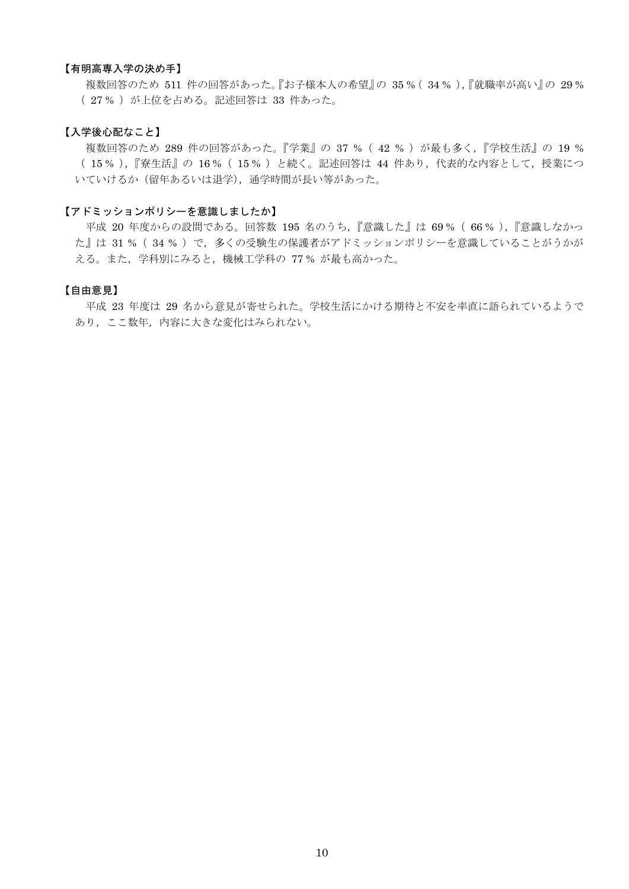**【有明高専入学の決め手】**

複数回答のため 511 件の回答があった。『お子様本人の希望』の 35 %（ 34 % ），『就職率が高い』の 29 %（ 27 % ）が上位を占める。記述回答は 33 件あった。

**【入学後心配なこと】**

複数回答のため 289 件の回答があった。『学業』の 37 %（ 42 % ）が最も多く，『学校生活』の 19 %（ 15 % ），『寮生活』の 16 %（ 15 % ）と続く。記述回答は 44 件あり，代表的な内容として，授業についていけるか（留年あるいは退学），通学時間が長い等があった。

**【アドミッションポリシーを意識しましたか】**

平成 20 年度からの設問である。回答数 195 名のうち，『意識した』は 69 %（ 66 % ），『意識しなかった』は 31 %（ 34 % ）で，多くの受験生の保護者がアドミッションポリシーを意識していることがうかがえる。また，学科別にみると，機械工学科の 77 % が最も高かった。

**【自由意見】**

平成 23 年度は 29 名から意見が寄せられた。学校生活にかける期待と不安を率直に語られているようであり，ここ数年，内容に大きな変化はみられない。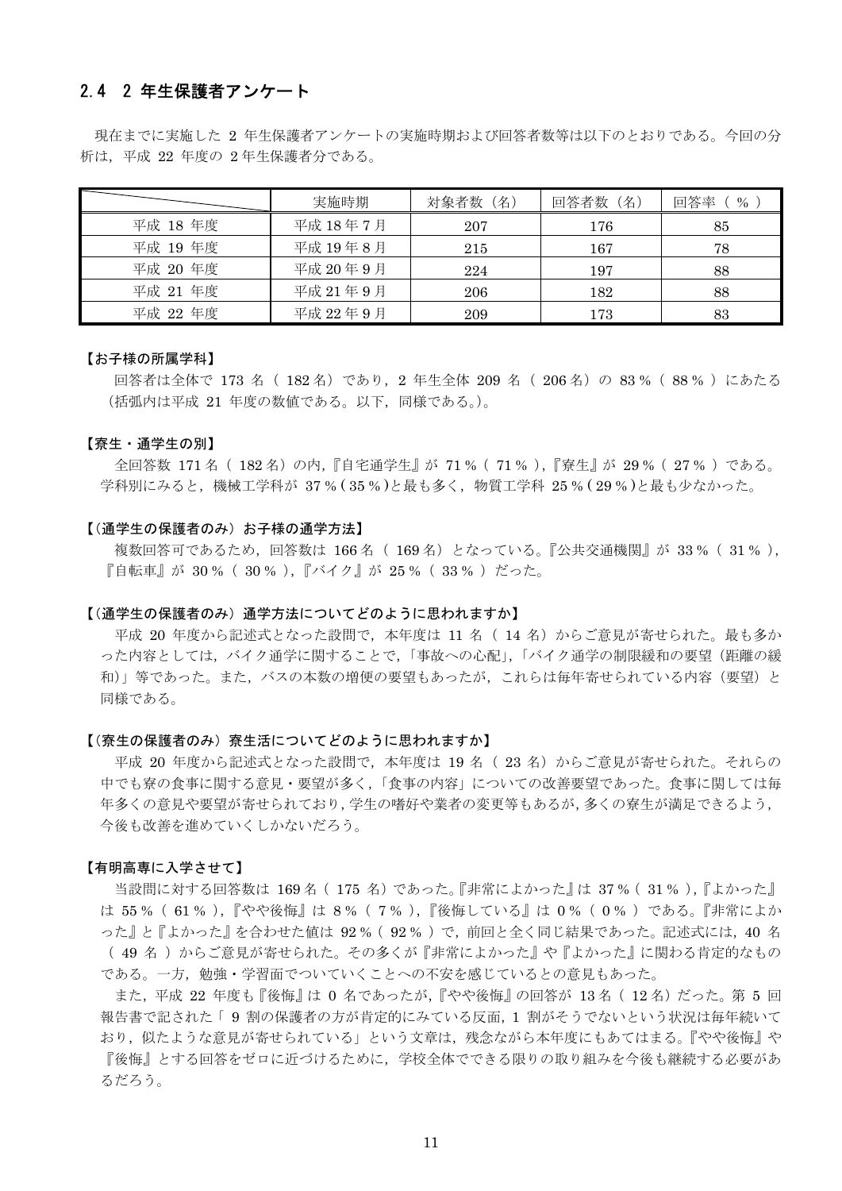## 2.4 2 年生保護者アンケート

現在までに実施した 2 年生保護者アンケートの実施時期および回答者数等は以下のとおりである。今回の分析は，平成 22 年度の 2 年生保護者分である。

| | 実施時期 | 対象者数（名） | 回答者数（名） | 回答率（ % ） |
|---|---|---|---|---|
| 平成 18 年度 | 平成 18 年 7 月 | 207 | 176 | 85 |
| 平成 19 年度 | 平成 19 年 8 月 | 215 | 167 | 78 |
| 平成 20 年度 | 平成 20 年 9 月 | 224 | 197 | 88 |
| 平成 21 年度 | 平成 21 年 9 月 | 206 | 182 | 88 |
| 平成 22 年度 | 平成 22 年 9 月 | 209 | 173 | 83 |

**【お子様の所属学科】**

回答者は全体で 173 名（ 182 名）であり，2 年生全体 209 名（ 206 名）の 83 %（ 88 % ）にあたる（括弧内は平成 21 年度の数値である。以下，同様である。）。

**【寮生・通学生の別】**

全回答数 171 名（ 182 名）の内,『自宅通学生』が 71 %（ 71 % ),『寮生』が 29 %（ 27 % ）である。学科別にみると，機械工学科が 37 %（ 35 % )と最も多く，物質工学科 25 %（ 29 % )と最も少なかった。

**【（通学生の保護者のみ）お子様の通学方法】**

複数回答可であるため，回答数は 166 名（ 169 名）となっている。『公共交通機関』が 33 %（ 31 % ),『自転車』が 30 %（ 30 % ),『バイク』が 25 %（ 33 % ）だった。

**【（通学生の保護者のみ）通学方法についてどのように思われますか】**

平成 20 年度から記述式となった設問で，本年度は 11 名（ 14 名）からご意見が寄せられた。最も多かった内容としては，バイク通学に関することで,「事故への心配」,「バイク通学の制限緩和の要望（距離の緩和)」等であった。また，バスの本数の増便の要望もあったが，これらは毎年寄せられている内容（要望）と同様である。

**【（寮生の保護者のみ）寮生活についてどのように思われますか】**

平成 20 年度から記述式となった設問で，本年度は 19 名（ 23 名）からご意見が寄せられた。それらの中でも寮の食事に関する意見・要望が多く,「食事の内容」についての改善要望であった。食事に関しては毎年多くの意見や要望が寄せられており，学生の嗜好や業者の変更等もあるが，多くの寮生が満足できるよう，今後も改善を進めていくしかないだろう。

**【有明高専に入学させて】**

当設問に対する回答数は 169 名（ 175 名）であった。『非常によかった』は 37 %（ 31 % ),『よかった』は 55 %（ 61 % ),『やや後悔』は 8 %（ 7 % ),『後悔している』は 0 %（ 0 % ）である。『非常によかった』と『よかった』を合わせた値は 92 %（ 92 % ）で，前回と全く同じ結果であった。記述式には，40 名（ 49 名 ）からご意見が寄せられた。その多くが『非常によかった』や『よかった』に関わる肯定的なものである。一方，勉強・学習面でついていくことへの不安を感じているとの意見もあった。

また，平成 22 年度も『後悔』は 0 名であったが,『やや後悔』の回答が 13 名（ 12 名）だった。第 5 回報告書で記された「 9 割の保護者の方が肯定的にみている反面，1 割がそうでないという状況は毎年続いており，似たような意見が寄せられている」という文章は，残念ながら本年度にもあてはまる。『やや後悔』や『後悔』とする回答をゼロに近づけるために，学校全体でできる限りの取り組みを今後も継続する必要があるだろう。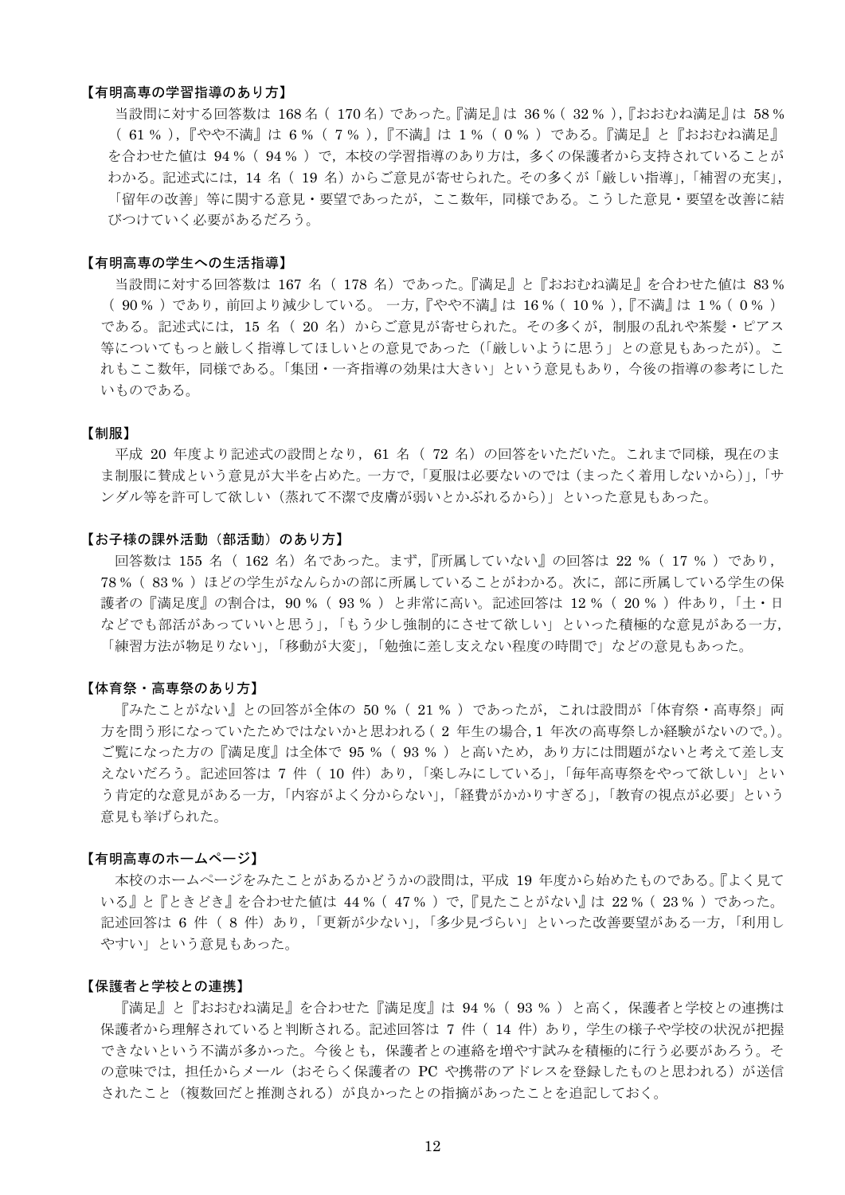**【有明高専の学習指導のあり方】**

当設問に対する回答数は 168 名（ 170 名）であった。『満足』は 36 %（ 32 % ），『おおむね満足』は 58 %（ 61 % ），『やや不満』は 6 %（ 7 % ），『不満』は 1 %（ 0 % ）である。『満足』と『おおむね満足』を合わせた値は 94 %（ 94 % ）で，本校の学習指導のあり方は，多くの保護者から支持されていることがわかる。記述式には，14 名（ 19 名）からご意見が寄せられた。その多くが「厳しい指導」，「補習の充実」，「留年の改善」等に関する意見・要望であったが，ここ数年，同様である。こうした意見・要望を改善に結びつけていく必要があるだろう。

**【有明高専の学生への生活指導】**

当設問に対する回答数は 167 名（ 178 名）であった。『満足』と『おおむね満足』を合わせた値は 83 %（ 90 % ）であり，前回より減少している。一方，『やや不満』は 16 %（ 10 % ），『不満』は 1 %（ 0 % ）である。記述式には，15 名（ 20 名）からご意見が寄せられた。その多くが，制服の乱れや茶髪・ピアス等についてもっと厳しく指導してほしいとの意見であった（「厳しいように思う」との意見もあったが）。これもここ数年，同様である。「集団・一斉指導の効果は大きい」という意見もあり，今後の指導の参考にしたいものである。

**【制服】**

平成 20 年度より記述式の設問となり，61 名（ 72 名）の回答をいただいた。これまで同様，現在のまま制服に賛成という意見が大半を占めた。一方で，「夏服は必要ないのでは（まったく着用しないから）」，「サンダル等を許可して欲しい（蒸れて不潔で皮膚が弱いとかぶれるから）」といった意見もあった。

**【お子様の課外活動（部活動）のあり方】**

回答数は 155 名（ 162 名）名であった。まず，『所属していない』の回答は 22 %（ 17 % ）であり，78 %（ 83 % ）ほどの学生がなんらかの部に所属していることがわかる。次に，部に所属している学生の保護者の『満足度』の割合は，90 %（ 93 % ）と非常に高い。記述回答は 12 %（ 20 % ）件あり，「土・日などでも部活があっていいと思う」，「もう少し強制的にさせて欲しい」といった積極的な意見がある一方，「練習方法が物足りない」，「移動が大変」，「勉強に差し支えない程度の時間で」などの意見もあった。

**【体育祭・高専祭のあり方】**

『みたことがない』との回答が全体の 50 %（ 21 % ）であったが，これは設問が「体育祭・高専祭」両方を問う形になっていたためではないかと思われる（ 2 年生の場合, 1 年次の高専祭しか経験がないので。）。ご覧になった方の『満足度』は全体で 95 %（ 93 % ）と高いため，あり方には問題がないと考えて差し支えないだろう。記述回答は 7 件（ 10 件）あり，「楽しみにしている」，「毎年高専祭をやって欲しい」という肯定的な意見がある一方，「内容がよく分からない」，「経費がかかりすぎる」，「教育の視点が必要」という意見も挙げられた。

**【有明高専のホームページ】**

本校のホームページをみたことがあるかどうかの設問は，平成 19 年度から始めたものである。『よく見ている』と『ときどき』を合わせた値は 44 %（ 47 % ）で，『見たことがない』は 22 %（ 23 % ）であった。記述回答は 6 件（ 8 件）あり，「更新が少ない」，「多少見づらい」といった改善要望がある一方，「利用しやすい」という意見もあった。

**【保護者と学校との連携】**

『満足』と『おおむね満足』を合わせた『満足度』は 94 %（ 93 % ）と高く，保護者と学校との連携は保護者から理解されていると判断される。記述回答は 7 件（ 14 件）あり，学生の様子や学校の状況が把握できないという不満が多かった。今後とも，保護者との連絡を増やす試みを積極的に行う必要があろう。その意味では，担任からメール（おそらく保護者の PC や携帯のアドレスを登録したものと思われる）が送信されたこと（複数回だと推測される）が良かったとの指摘があったことを追記しておく。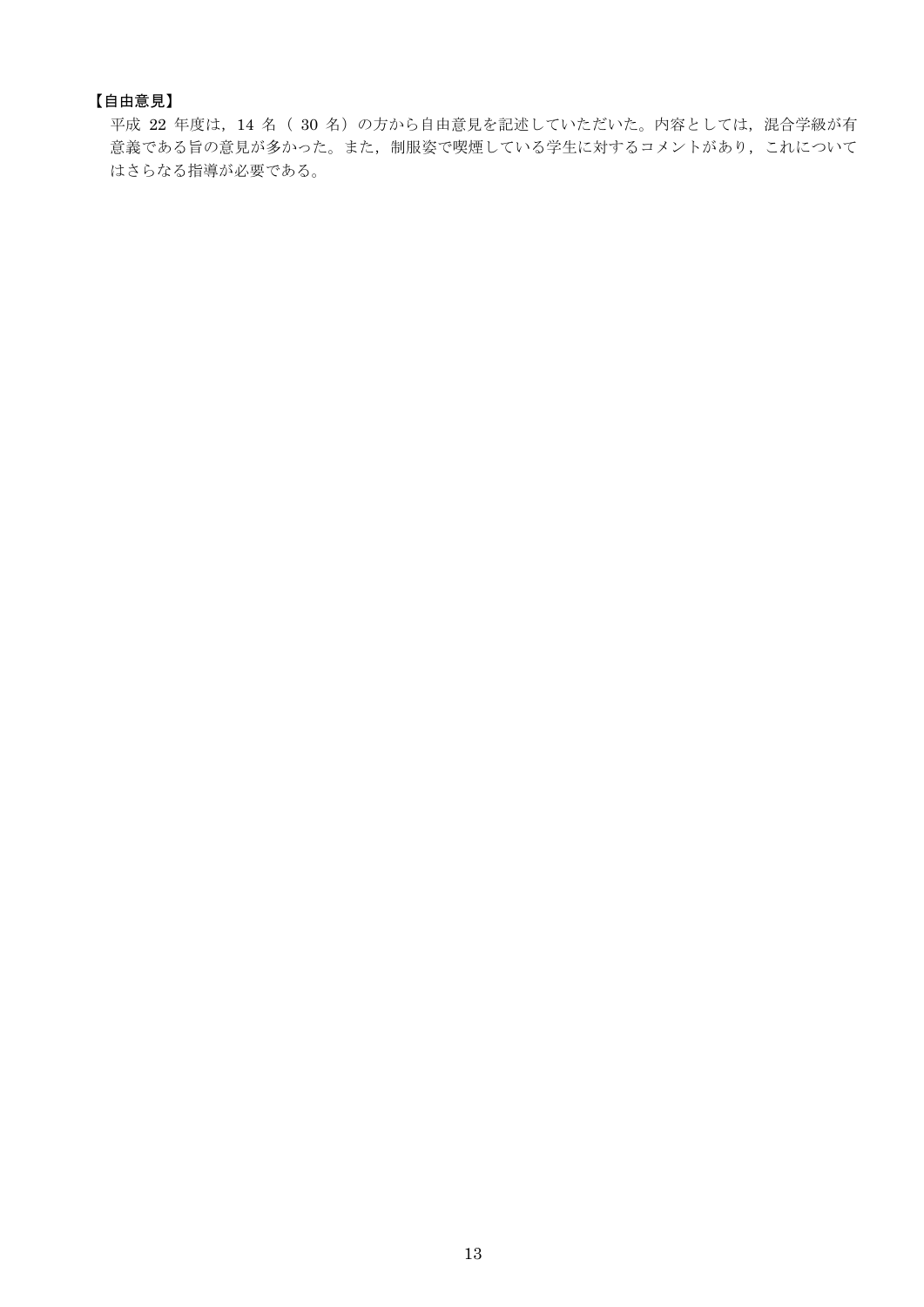【自由意見】

平成 22 年度は，14 名（ 30 名）の方から自由意見を記述していただいた。内容としては，混合学級が有意義である旨の意見が多かった。また，制服姿で喫煙している学生に対するコメントがあり，これについてはさらなる指導が必要である。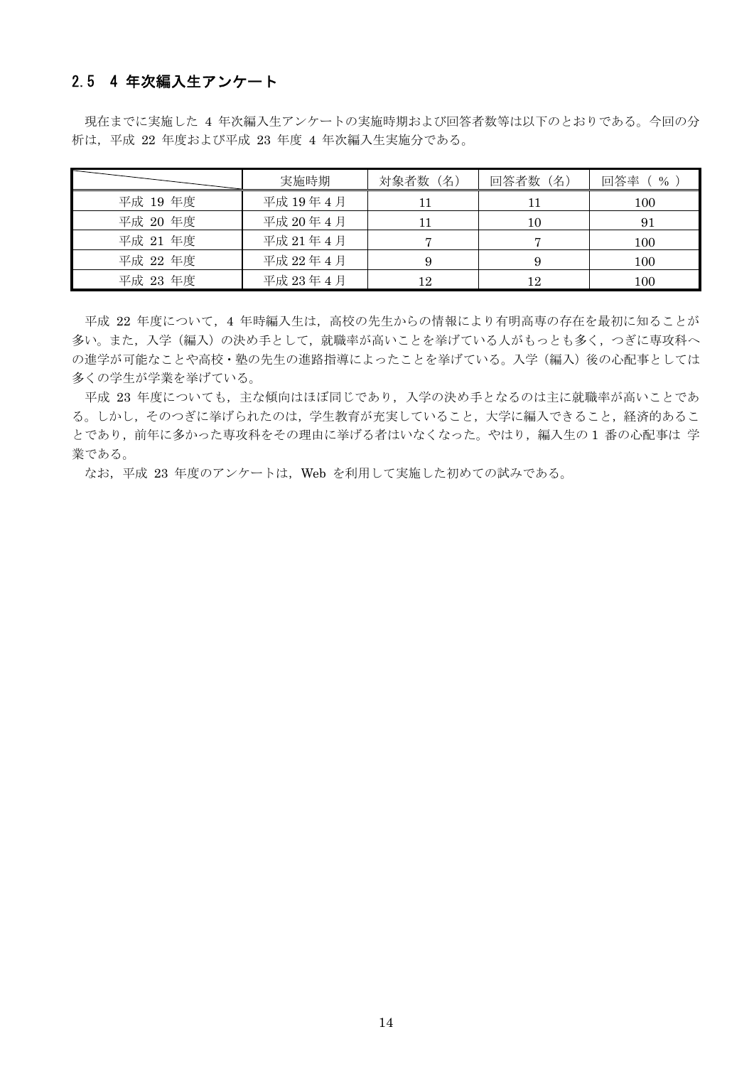## 2.5 4 年次編入生アンケート

現在までに実施した 4 年次編入生アンケートの実施時期および回答者数等は以下のとおりである。今回の分析は，平成 22 年度および平成 23 年度 4 年次編入生実施分である。

| | 実施時期 | 対象者数（名） | 回答者数（名） | 回答率（％） |
|---|---|---|---|---|
| 平成 19 年度 | 平成 19 年 4 月 | 11 | 11 | 100 |
| 平成 20 年度 | 平成 20 年 4 月 | 11 | 10 | 91 |
| 平成 21 年度 | 平成 21 年 4 月 | 7 | 7 | 100 |
| 平成 22 年度 | 平成 22 年 4 月 | 9 | 9 | 100 |
| 平成 23 年度 | 平成 23 年 4 月 | 12 | 12 | 100 |

平成 22 年度について，4 年時編入生は，高校の先生からの情報により有明高専の存在を最初に知ることが多い。また，入学（編入）の決め手として，就職率が高いことを挙げている人がもっとも多く，つぎに専攻科への進学が可能なことや高校・塾の先生の進路指導によったことを挙げている。入学（編入）後の心配事としては多くの学生が学業を挙げている。

平成 23 年度についても，主な傾向はほぼ同じであり，入学の決め手となるのは主に就職率が高いことである。しかし，そのつぎに挙げられたのは，学生教育が充実していること，大学に編入できること，経済的あることであり，前年に多かった専攻科をその理由に挙げる者はいなくなった。やはり，編入生の 1 番の心配事は 学業である。

なお，平成 23 年度のアンケートは，Web を利用して実施した初めての試みである。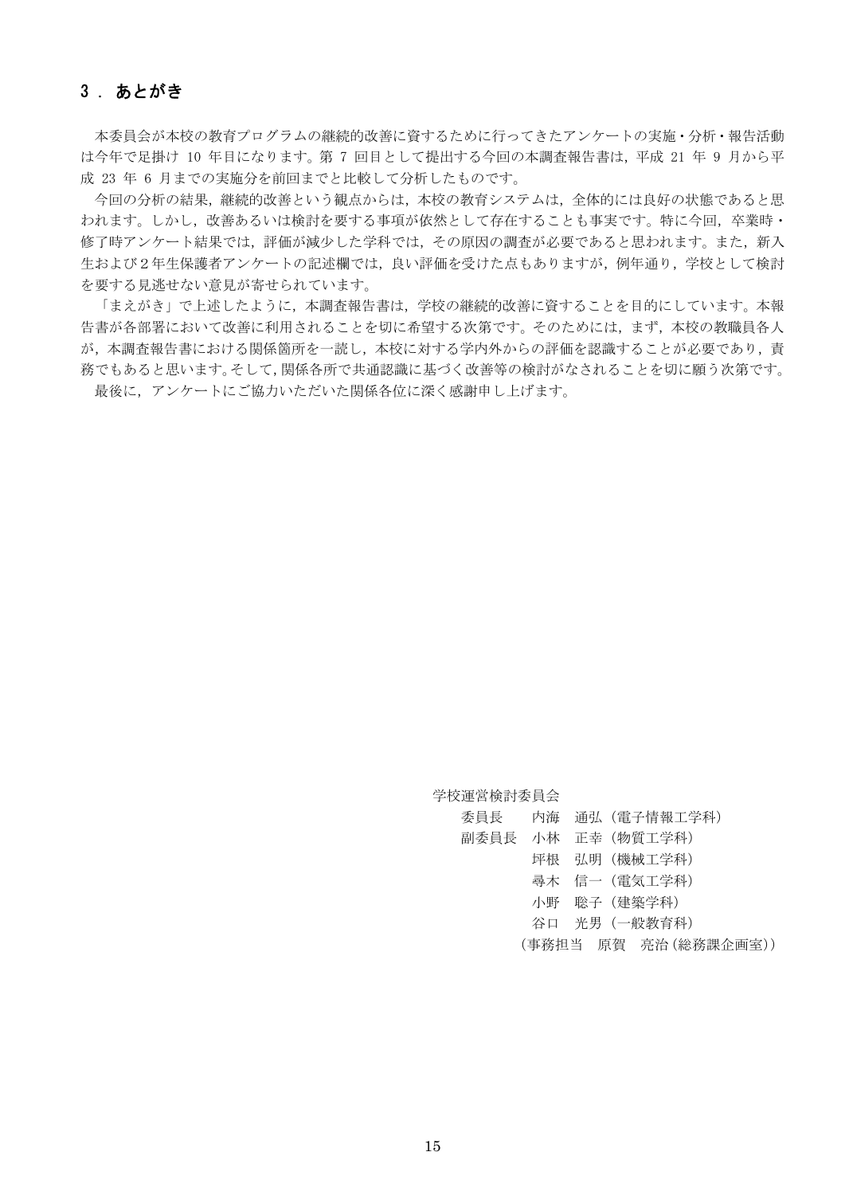## 3．あとがき

本委員会が本校の教育プログラムの継続的改善に資するために行ってきたアンケートの実施・分析・報告活動は今年で足掛け 10 年目になります。第 7 回目として提出する今回の本調査報告書は，平成 21 年 9 月から平成 23 年 6 月までの実施分を前回までと比較して分析したものです。

今回の分析の結果，継続的改善という観点からは，本校の教育システムは，全体的には良好の状態であると思われます。しかし，改善あるいは検討を要する事項が依然として存在することも事実です。特に今回，卒業時・修了時アンケート結果では，評価が減少した学科では，その原因の調査が必要であると思われます。また，新入生および２年生保護者アンケートの記述欄では，良い評価を受けた点もありますが，例年通り，学校として検討を要する見逃せない意見が寄せられています。

「まえがき」で上述したように，本調査報告書は，学校の継続的改善に資することを目的にしています。本報告書が各部署において改善に利用されることを切に希望する次第です。そのためには，まず，本校の教職員各人が，本調査報告書における関係箇所を一読し，本校に対する学内外からの評価を認識することが必要であり，責務でもあると思います。そして，関係各所で共通認識に基づく改善等の検討がなされることを切に願う次第です。

最後に，アンケートにご協力いただいた関係各位に深く感謝申し上げます。

学校運営検討委員会

委員長　　内海　通弘（電子情報工学科）
副委員長　小林　正幸（物質工学科）
　　　　　坪根　弘明（機械工学科）
　　　　　尋木　信一（電気工学科）
　　　　　小野　聡子（建築学科）
　　　　　谷口　光男（一般教育科）
（事務担当　原賀　亮治（総務課企画室））